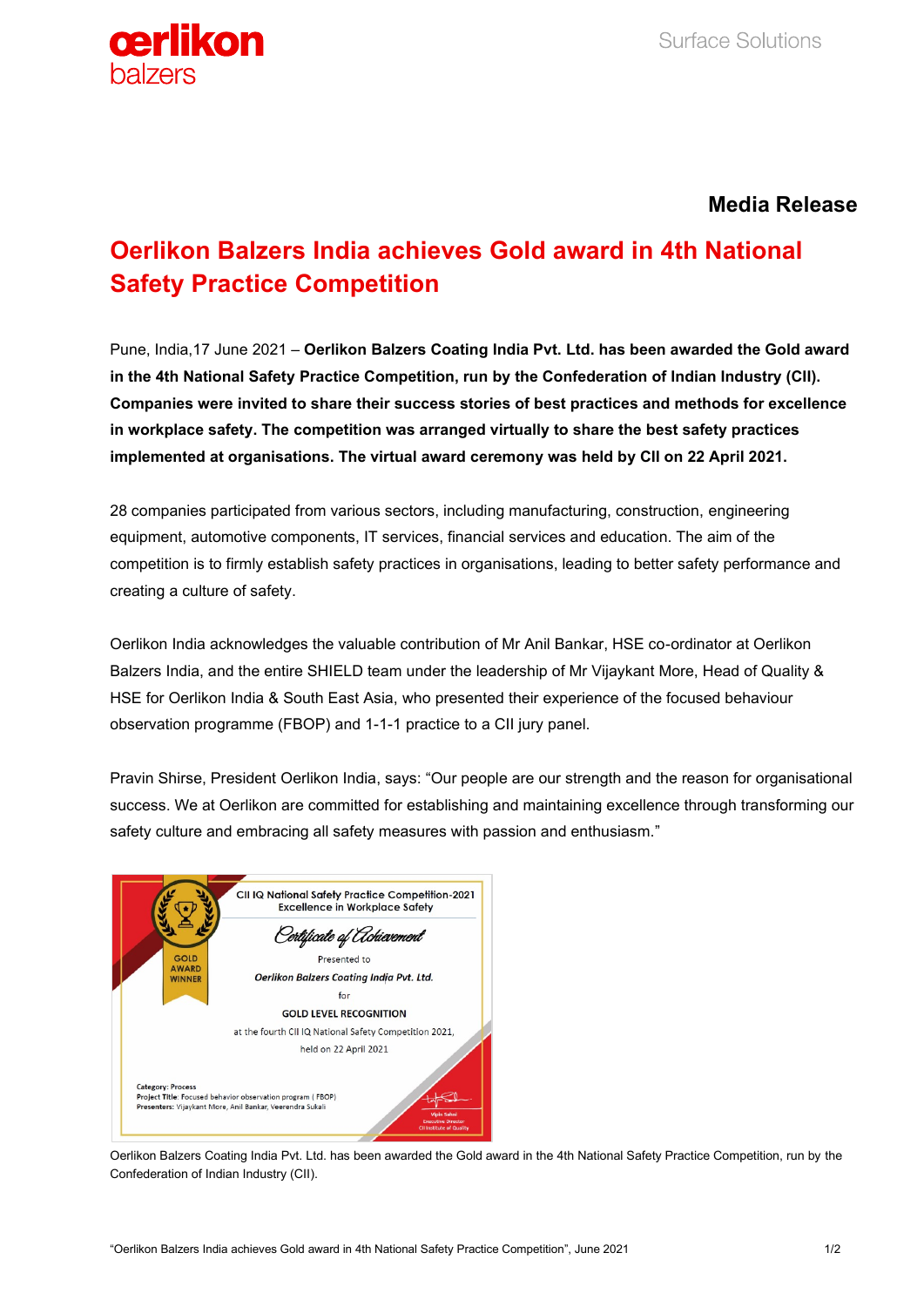# Media Release

## Oerlikon Balzers India achieves Gold award in 4th National Safety Practice Competition

Pune, India,17 June 2021 – **Oerlikon Balzers Coating India Pvt. Ltd. has been awarded the Gold award in the 4th National Safety Practice Competition, run by the Confederation of Indian Industry (CII). Companies were invited to share their success stories of best practices and methods for excellence in workplace safety. The competition was arranged virtually to share the best safety practices implemented at organisations. The virtual award ceremony was held by CII on 22 April 2021.**

28 companies participated from various sectors, including manufacturing, construction, engineering equipment, automotive components, IT services, financial services and education. The aim of the competition is to firmly establish safety practices in organisations, leading to better safety performance and creating a culture of safety.

Oerlikon India acknowledges the valuable contribution of Mr Anil Bankar, HSE co-ordinator at Oerlikon Balzers India, and the entire SHIELD team under the leadership of Mr Vijaykant More, Head of Quality & HSE for Oerlikon India & South East Asia, who presented their experience of the focused behaviour observation programme (FBOP) and 1-1-1 practice to a CII jury panel.

Pravin Shirse, President Oerlikon India, says: "Our people are our strength and the reason for organisational success. We at Oerlikon are committed for establishing and maintaining excellence through transforming our safety culture and embracing all safety measures with passion and enthusiasm."

Oerlikon Balzers Coating India Pvt. Ltd. has been awarded the Gold award in the 4th National Safety Practice Competition, run by the Confederation of Indian Industry (CII).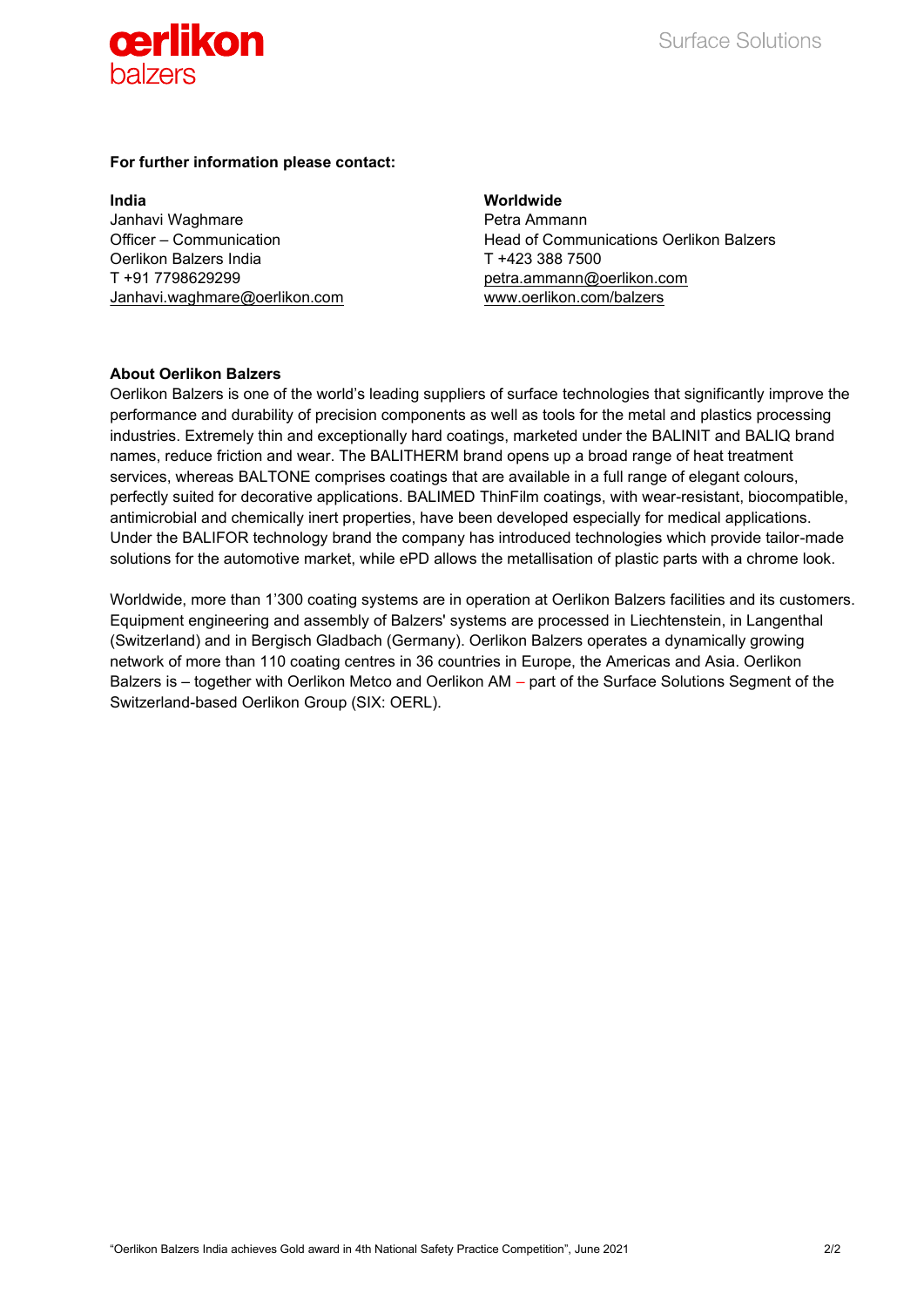**For further information please contact:**

**India**
Janhavi Waghmare
Officer – Communication
Oerlikon Balzers India
T +91 7798629299
Janhavi.waghmare@oerlikon.com

**Worldwide**
Petra Ammann
Head of Communications Oerlikon Balzers
T +423 388 7500
petra.ammann@oerlikon.com
www.oerlikon.com/balzers

**About Oerlikon Balzers**

Oerlikon Balzers is one of the world's leading suppliers of surface technologies that significantly improve the performance and durability of precision components as well as tools for the metal and plastics processing industries. Extremely thin and exceptionally hard coatings, marketed under the BALINIT and BALIQ brand names, reduce friction and wear. The BALITHERM brand opens up a broad range of heat treatment services, whereas BALTONE comprises coatings that are available in a full range of elegant colours, perfectly suited for decorative applications. BALIMED ThinFilm coatings, with wear-resistant, biocompatible, antimicrobial and chemically inert properties, have been developed especially for medical applications. Under the BALIFOR technology brand the company has introduced technologies which provide tailor-made solutions for the automotive market, while ePD allows the metallisation of plastic parts with a chrome look.

Worldwide, more than 1'300 coating systems are in operation at Oerlikon Balzers facilities and its customers. Equipment engineering and assembly of Balzers' systems are processed in Liechtenstein, in Langenthal (Switzerland) and in Bergisch Gladbach (Germany). Oerlikon Balzers operates a dynamically growing network of more than 110 coating centres in 36 countries in Europe, the Americas and Asia. Oerlikon Balzers is – together with Oerlikon Metco and Oerlikon AM – part of the Surface Solutions Segment of the Switzerland-based Oerlikon Group (SIX: OERL).